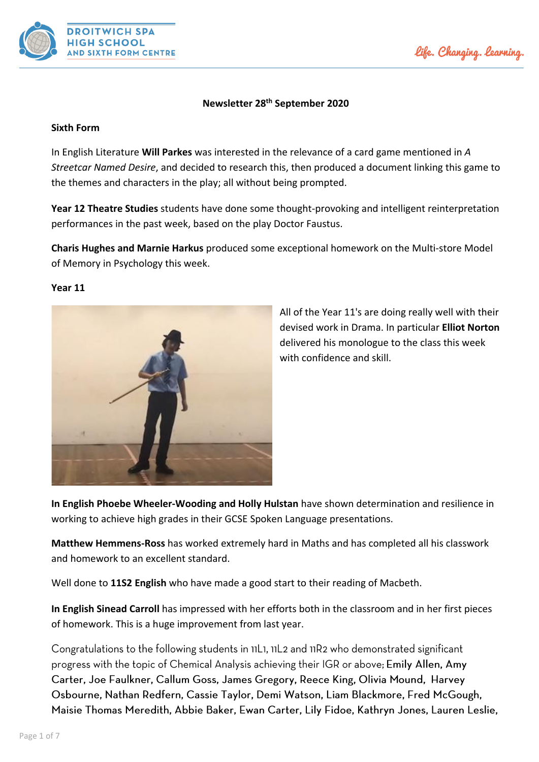**Newsletter 28th September 2020**

**Sixth Form**

In English Literature **Will Parkes** was interested in the relevance of a card game mentioned in *A Streetcar Named Desire*, and decided to research this, then produced a document linking this game to the themes and characters in the play; all without being prompted.

**Year 12 Theatre Studies** students have done some thought-provoking and intelligent reinterpretation performances in the past week, based on the play Doctor Faustus.

**Charis Hughes and Marnie Harkus** produced some exceptional homework on the Multi-store Model of Memory in Psychology this week.

**Year 11**

All of the Year 11's are doing really well with their devised work in Drama. In particular **Elliot Norton** delivered his monologue to the class this week with confidence and skill.

**In English Phoebe Wheeler-Wooding and Holly Hulstan** have shown determination and resilience in working to achieve high grades in their GCSE Spoken Language presentations.

**Matthew Hemmens-Ross** has worked extremely hard in Maths and has completed all his classwork and homework to an excellent standard.

Well done to **11S2 English** who have made a good start to their reading of Macbeth.

**In English Sinead Carroll** has impressed with her efforts both in the classroom and in her first pieces of homework. This is a huge improvement from last year.

Congratulations to the following students in 11L1, 11L2 and 11R2 who demonstrated significant progress with the topic of Chemical Analysis achieving their IGR or above; Emily Allen, Amy Carter, Joe Faulkner, Callum Goss, James Gregory, Reece King, Olivia Mound, Harvey Osbourne, Nathan Redfern, Cassie Taylor, Demi Watson, Liam Blackmore, Fred McGough, Maisie Thomas Meredith, Abbie Baker, Ewan Carter, Lily Fidoe, Kathryn Jones, Lauren Leslie,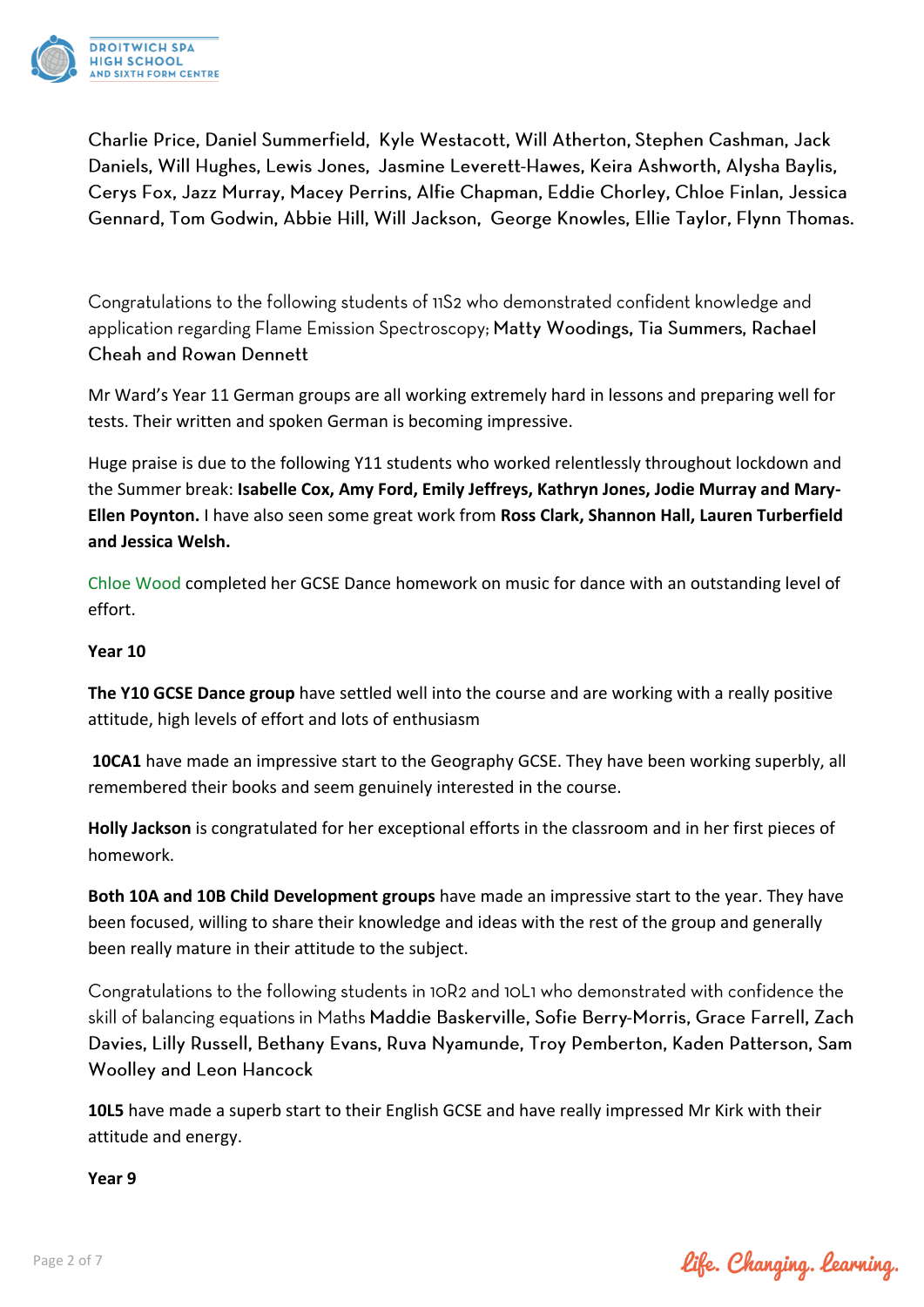Charlie Price, Daniel Summerfield, Kyle Westacott, Will Atherton, Stephen Cashman, Jack Daniels, Will Hughes, Lewis Jones, Jasmine Leverett-Hawes, Keira Ashworth, Alysha Baylis, Cerys Fox, Jazz Murray, Macey Perrins, Alfie Chapman, Eddie Chorley, Chloe Finlan, Jessica Gennard, Tom Godwin, Abbie Hill, Will Jackson, George Knowles, Ellie Taylor, Flynn Thomas.

Congratulations to the following students of 11S2 who demonstrated confident knowledge and application regarding Flame Emission Spectroscopy; Matty Woodings, Tia Summers, Rachael Cheah and Rowan Dennett

Mr Ward's Year 11 German groups are all working extremely hard in lessons and preparing well for tests. Their written and spoken German is becoming impressive.

Huge praise is due to the following Y11 students who worked relentlessly throughout lockdown and the Summer break: **Isabelle Cox, Amy Ford, Emily Jeffreys, Kathryn Jones, Jodie Murray and Mary-Ellen Poynton.** I have also seen some great work from **Ross Clark, Shannon Hall, Lauren Turberfield and Jessica Welsh.**

Chloe Wood completed her GCSE Dance homework on music for dance with an outstanding level of effort.

**Year 10**

**The Y10 GCSE Dance group** have settled well into the course and are working with a really positive attitude, high levels of effort and lots of enthusiasm

**10CA1** have made an impressive start to the Geography GCSE. They have been working superbly, all remembered their books and seem genuinely interested in the course.

**Holly Jackson** is congratulated for her exceptional efforts in the classroom and in her first pieces of homework.

**Both 10A and 10B Child Development groups** have made an impressive start to the year. They have been focused, willing to share their knowledge and ideas with the rest of the group and generally been really mature in their attitude to the subject.

Congratulations to the following students in 10R2 and 10L1 who demonstrated with confidence the skill of balancing equations in Maths Maddie Baskerville, Sofie Berry-Morris, Grace Farrell, Zach Davies, Lilly Russell, Bethany Evans, Ruva Nyamunde, Troy Pemberton, Kaden Patterson, Sam Woolley and Leon Hancock

**10L5** have made a superb start to their English GCSE and have really impressed Mr Kirk with their attitude and energy.

**Year 9**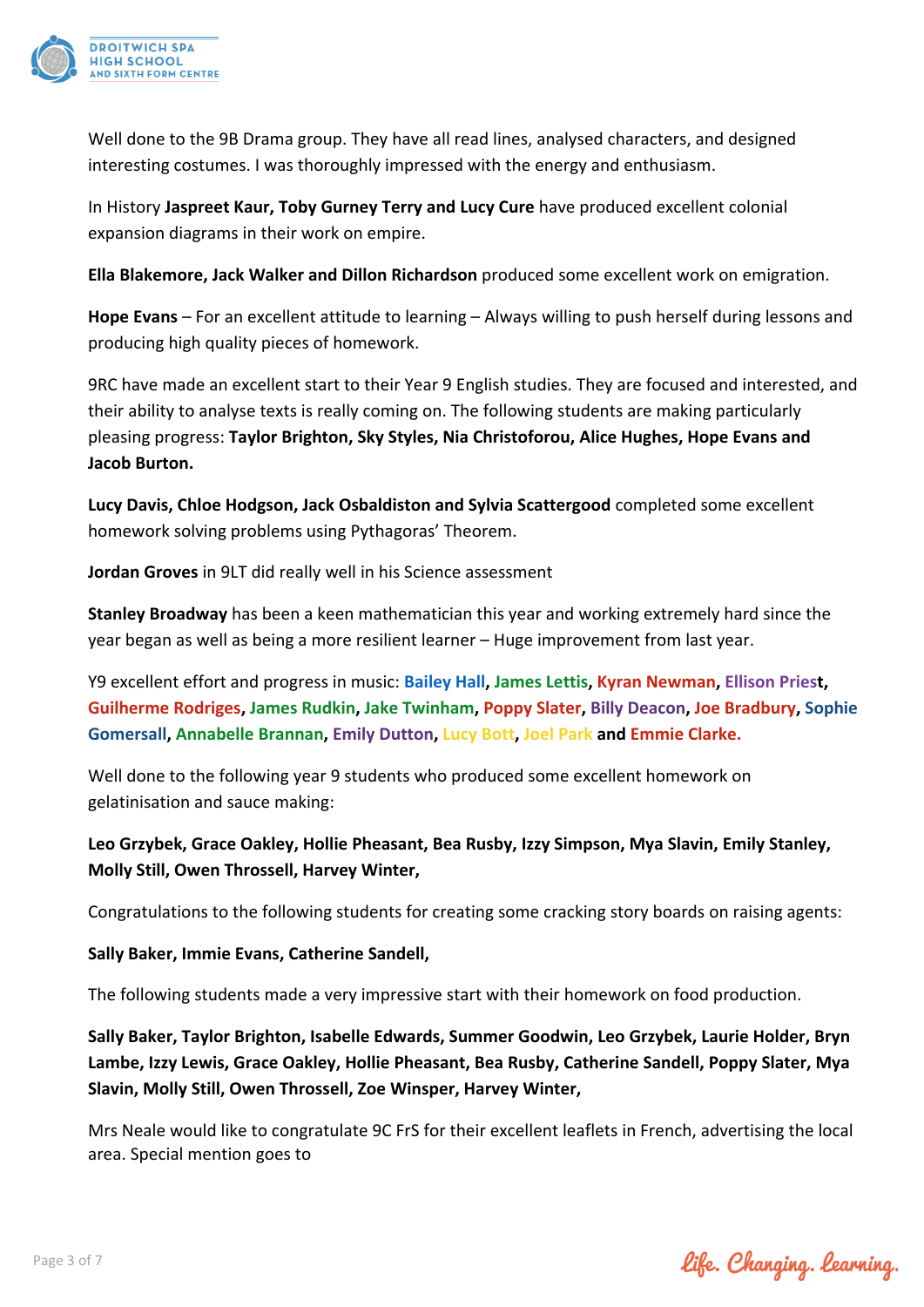Well done to the 9B Drama group. They have all read lines, analysed characters, and designed interesting costumes. I was thoroughly impressed with the energy and enthusiasm.

In History **Jaspreet Kaur, Toby Gurney Terry and Lucy Cure** have produced excellent colonial expansion diagrams in their work on empire.

**Ella Blakemore, Jack Walker and Dillon Richardson** produced some excellent work on emigration.

**Hope Evans** – For an excellent attitude to learning – Always willing to push herself during lessons and producing high quality pieces of homework.

9RC have made an excellent start to their Year 9 English studies. They are focused and interested, and their ability to analyse texts is really coming on. The following students are making particularly pleasing progress: **Taylor Brighton, Sky Styles, Nia Christoforou, Alice Hughes, Hope Evans and Jacob Burton.**

**Lucy Davis, Chloe Hodgson, Jack Osbaldiston and Sylvia Scattergood** completed some excellent homework solving problems using Pythagoras' Theorem.

**Jordan Groves** in 9LT did really well in his Science assessment

**Stanley Broadway** has been a keen mathematician this year and working extremely hard since the year began as well as being a more resilient learner – Huge improvement from last year.

Y9 excellent effort and progress in music: **Bailey Hall**, **James Lettis**, **Kyran Newman**, **Ellison Priest**, **Guilherme Rodriges**, **James Rudkin**, **Jake Twinham**, **Poppy Slater**, **Billy Deacon**, **Joe Bradbury**, **Sophie Gomersall**, **Annabelle Brannan**, **Emily Dutton**, **Lucy Bott**, **Joel Park** **and** **Emmie Clarke.**

Well done to the following year 9 students who produced some excellent homework on gelatinisation and sauce making:

**Leo Grzybek, Grace Oakley, Hollie Pheasant, Bea Rusby, Izzy Simpson, Mya Slavin, Emily Stanley, Molly Still, Owen Throssell, Harvey Winter,**

Congratulations to the following students for creating some cracking story boards on raising agents:

**Sally Baker, Immie Evans, Catherine Sandell,**

The following students made a very impressive start with their homework on food production.

**Sally Baker, Taylor Brighton, Isabelle Edwards, Summer Goodwin, Leo Grzybek, Laurie Holder, Bryn Lambe, Izzy Lewis, Grace Oakley, Hollie Pheasant, Bea Rusby, Catherine Sandell, Poppy Slater, Mya Slavin, Molly Still, Owen Throssell, Zoe Winsper, Harvey Winter,**

Mrs Neale would like to congratulate 9C FrS for their excellent leaflets in French, advertising the local area. Special mention goes to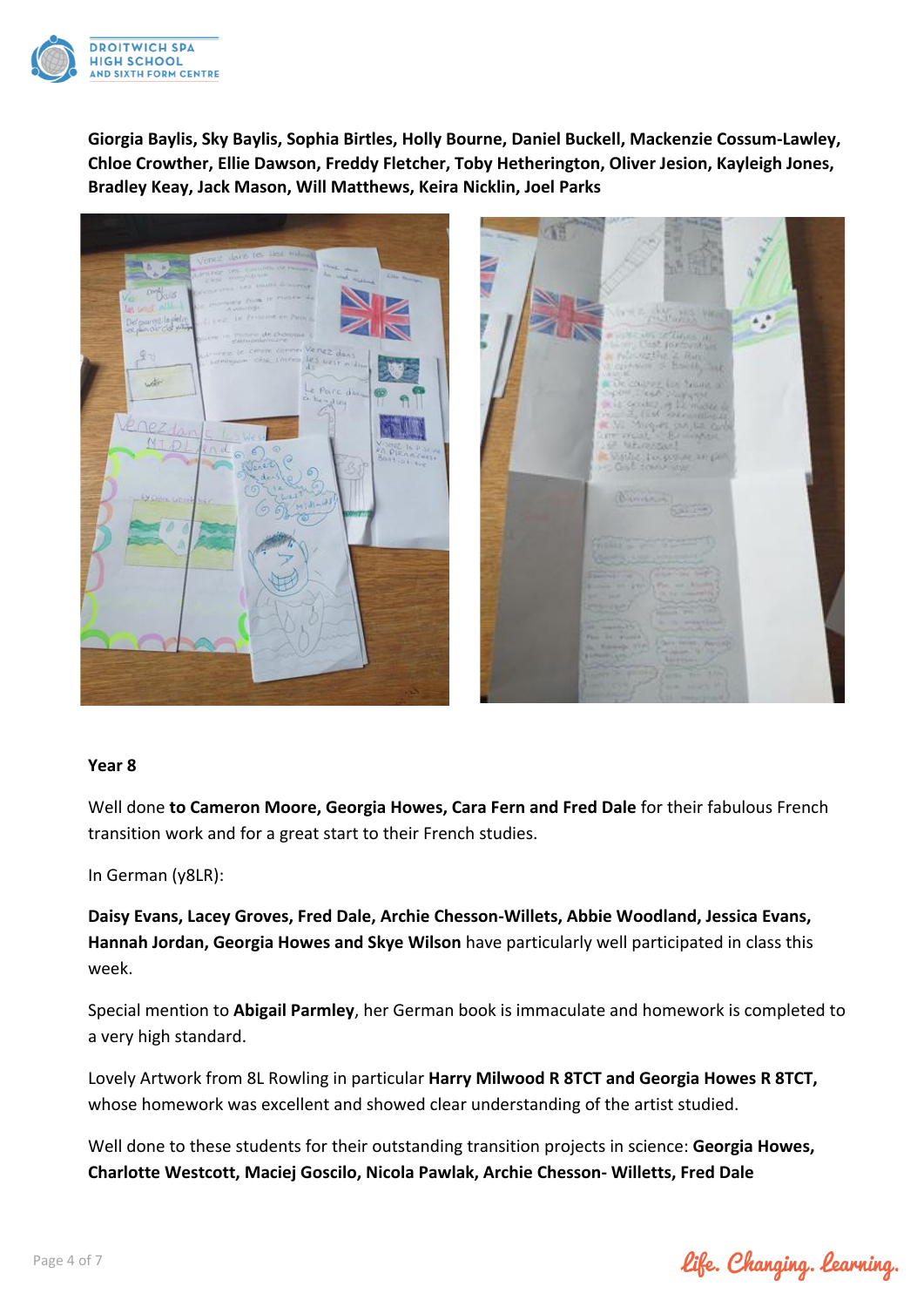**Giorgia Baylis, Sky Baylis, Sophia Birtles, Holly Bourne, Daniel Buckell, Mackenzie Cossum-Lawley, Chloe Crowther, Ellie Dawson, Freddy Fletcher, Toby Hetherington, Oliver Jesion, Kayleigh Jones, Bradley Keay, Jack Mason, Will Matthews, Keira Nicklin, Joel Parks**

### Year 8

Well done **to Cameron Moore, Georgia Howes, Cara Fern and Fred Dale** for their fabulous French transition work and for a great start to their French studies.

In German (y8LR):

**Daisy Evans, Lacey Groves, Fred Dale, Archie Chesson-Willets, Abbie Woodland, Jessica Evans, Hannah Jordan, Georgia Howes and Skye Wilson** have particularly well participated in class this week.

Special mention to **Abigail Parmley**, her German book is immaculate and homework is completed to a very high standard.

Lovely Artwork from 8L Rowling in particular **Harry Milwood R 8TCT and Georgia Howes R 8TCT,** whose homework was excellent and showed clear understanding of the artist studied.

Well done to these students for their outstanding transition projects in science: **Georgia Howes, Charlotte Westcott, Maciej Goscilo, Nicola Pawlak, Archie Chesson- Willetts, Fred Dale**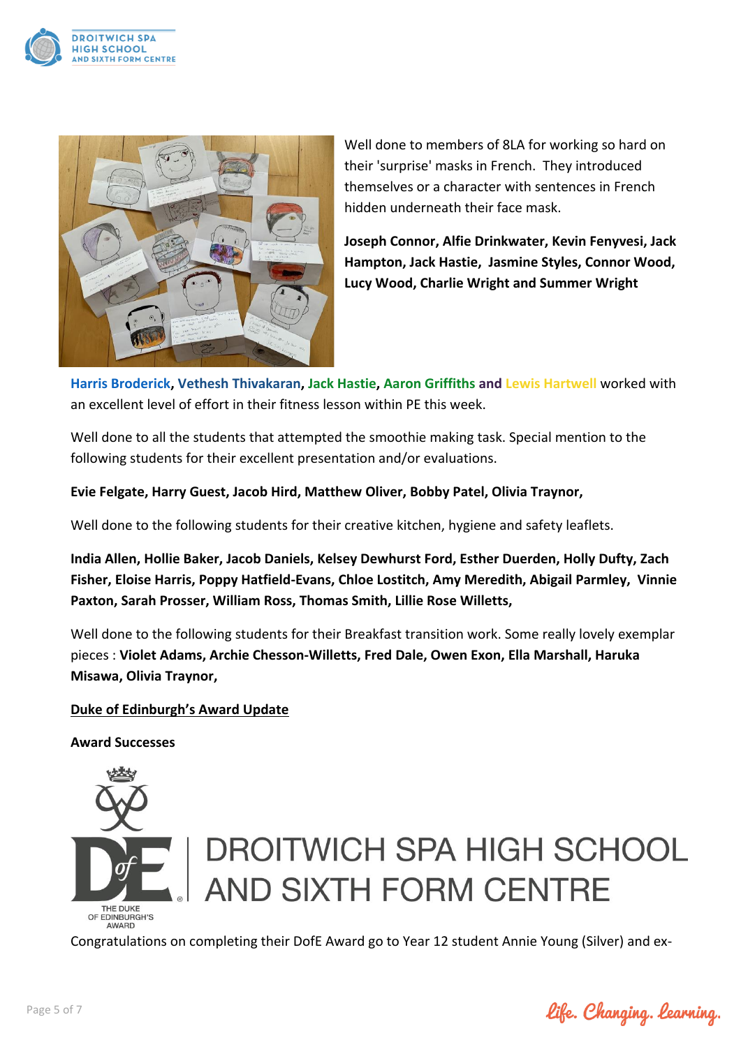Well done to members of 8LA for working so hard on their 'surprise' masks in French. They introduced themselves or a character with sentences in French hidden underneath their face mask.

**Joseph Connor, Alfie Drinkwater, Kevin Fenyvesi, Jack Hampton, Jack Hastie, Jasmine Styles, Connor Wood, Lucy Wood, Charlie Wright and Summer Wright**

**Harris Broderick, Vethesh Thivakaran, Jack Hastie, Aaron Griffiths and Lewis Hartwell** worked with an excellent level of effort in their fitness lesson within PE this week.

Well done to all the students that attempted the smoothie making task. Special mention to the following students for their excellent presentation and/or evaluations.

**Evie Felgate, Harry Guest, Jacob Hird, Matthew Oliver, Bobby Patel, Olivia Traynor,**

Well done to the following students for their creative kitchen, hygiene and safety leaflets.

**India Allen, Hollie Baker, Jacob Daniels, Kelsey Dewhurst Ford, Esther Duerden, Holly Dufty, Zach Fisher, Eloise Harris, Poppy Hatfield-Evans, Chloe Lostitch, Amy Meredith, Abigail Parmley, Vinnie Paxton, Sarah Prosser, William Ross, Thomas Smith, Lillie Rose Willetts,**

Well done to the following students for their Breakfast transition work. Some really lovely exemplar pieces : **Violet Adams, Archie Chesson-Willetts, Fred Dale, Owen Exon, Ella Marshall, Haruka Misawa, Olivia Traynor,**

**Duke of Edinburgh's Award Update**

**Award Successes**

THE DUKE OF EDINBURGH'S AWARD | DROITWICH SPA HIGH SCHOOL AND SIXTH FORM CENTRE

Congratulations on completing their DofE Award go to Year 12 student Annie Young (Silver) and ex-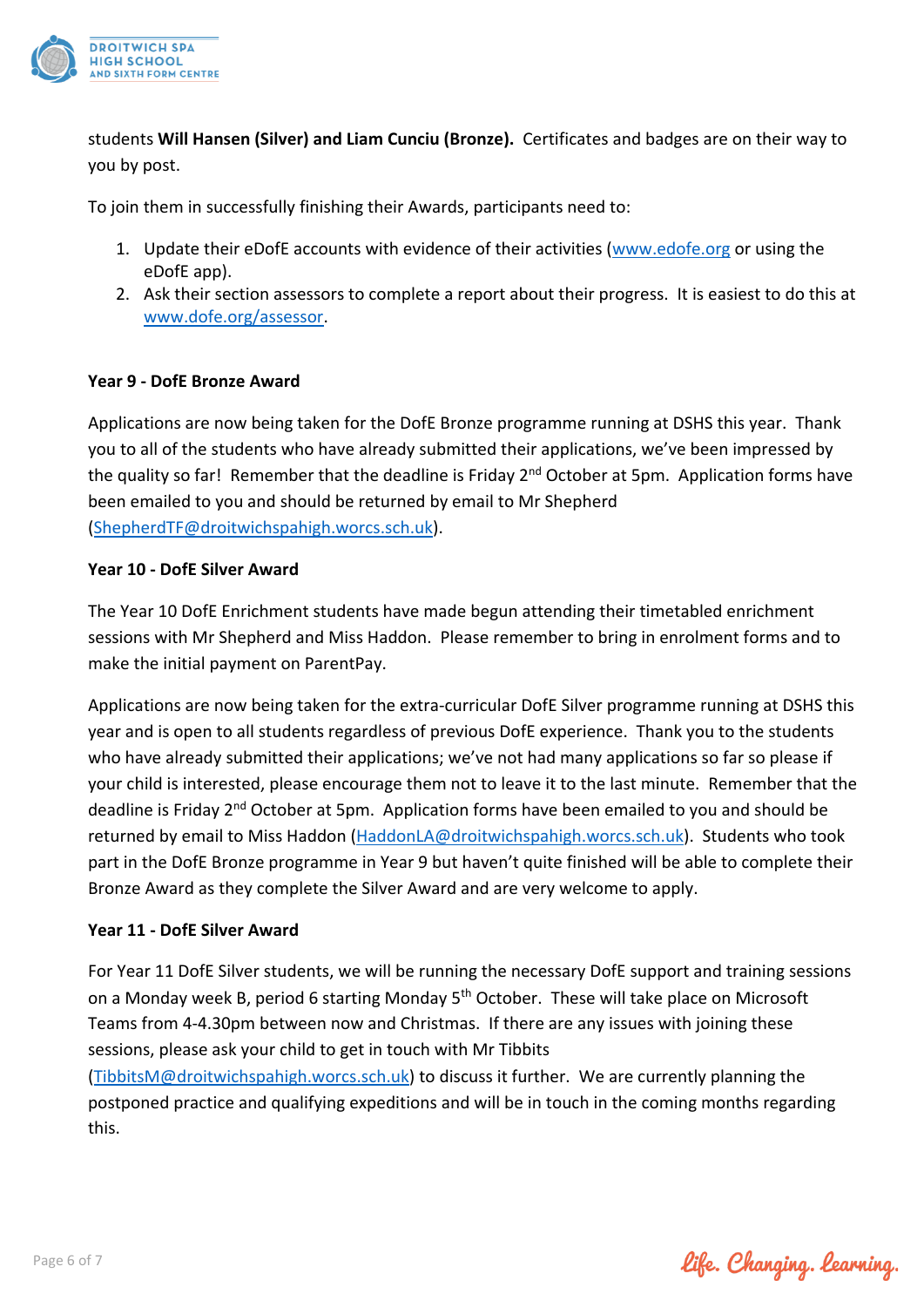students **Will Hansen (Silver) and Liam Cunciu (Bronze).** Certificates and badges are on their way to you by post.

To join them in successfully finishing their Awards, participants need to:

1. Update their eDofE accounts with evidence of their activities (www.edofe.org or using the eDofE app).
2. Ask their section assessors to complete a report about their progress. It is easiest to do this at www.dofe.org/assessor.

**Year 9 - DofE Bronze Award**

Applications are now being taken for the DofE Bronze programme running at DSHS this year. Thank you to all of the students who have already submitted their applications, we've been impressed by the quality so far! Remember that the deadline is Friday 2nd October at 5pm. Application forms have been emailed to you and should be returned by email to Mr Shepherd (ShepherdTF@droitwichspahigh.worcs.sch.uk).

**Year 10 - DofE Silver Award**

The Year 10 DofE Enrichment students have made begun attending their timetabled enrichment sessions with Mr Shepherd and Miss Haddon. Please remember to bring in enrolment forms and to make the initial payment on ParentPay.

Applications are now being taken for the extra-curricular DofE Silver programme running at DSHS this year and is open to all students regardless of previous DofE experience. Thank you to the students who have already submitted their applications; we've not had many applications so far so please if your child is interested, please encourage them not to leave it to the last minute. Remember that the deadline is Friday 2nd October at 5pm. Application forms have been emailed to you and should be returned by email to Miss Haddon (HaddonLA@droitwichspahigh.worcs.sch.uk). Students who took part in the DofE Bronze programme in Year 9 but haven't quite finished will be able to complete their Bronze Award as they complete the Silver Award and are very welcome to apply.

**Year 11 - DofE Silver Award**

For Year 11 DofE Silver students, we will be running the necessary DofE support and training sessions on a Monday week B, period 6 starting Monday 5th October. These will take place on Microsoft Teams from 4-4.30pm between now and Christmas. If there are any issues with joining these sessions, please ask your child to get in touch with Mr Tibbits (TibbitsM@droitwichspahigh.worcs.sch.uk) to discuss it further. We are currently planning the postponed practice and qualifying expeditions and will be in touch in the coming months regarding this.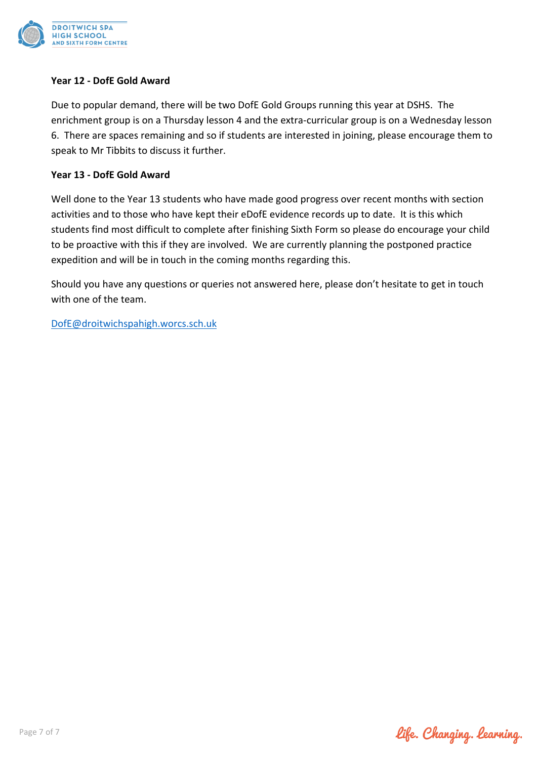**Year 12 - DofE Gold Award**

Due to popular demand, there will be two DofE Gold Groups running this year at DSHS. The enrichment group is on a Thursday lesson 4 and the extra-curricular group is on a Wednesday lesson 6. There are spaces remaining and so if students are interested in joining, please encourage them to speak to Mr Tibbits to discuss it further.

**Year 13 - DofE Gold Award**

Well done to the Year 13 students who have made good progress over recent months with section activities and to those who have kept their eDofE evidence records up to date. It is this which students find most difficult to complete after finishing Sixth Form so please do encourage your child to be proactive with this if they are involved. We are currently planning the postponed practice expedition and will be in touch in the coming months regarding this.

Should you have any questions or queries not answered here, please don't hesitate to get in touch with one of the team.

DofE@droitwichspahigh.worcs.sch.uk